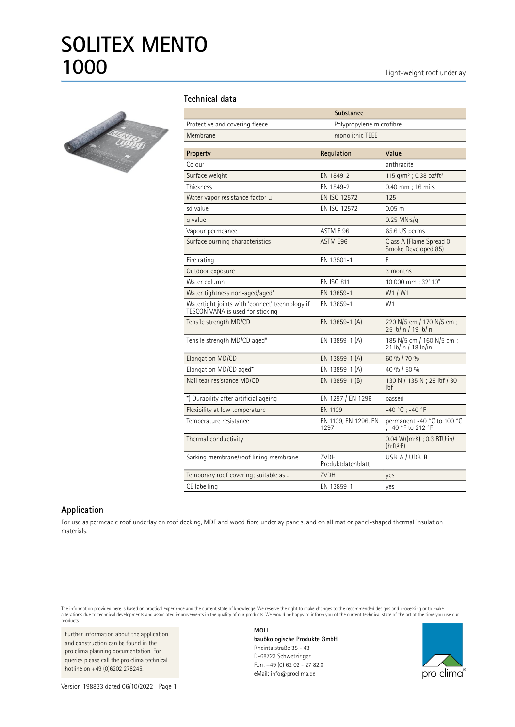# SOLITEX MENTO 1000

Light-weight roof underlay

## Technical data

| | Substance |
|---|---|
| Protective and covering fleece | Polypropylene microfibre |
| Membrane | monolithic TEEE |

| Property | Regulation | Value |
|---|---|---|
| Colour | | anthracite |
| Surface weight | EN 1849-2 | 115 g/m² ; 0.38 oz/ft² |
| Thickness | EN 1849-2 | 0.40 mm ; 16 mils |
| Water vapor resistance factor μ | EN ISO 12572 | 125 |
| sd value | EN ISO 12572 | 0.05 m |
| g value | | 0.25 MN·s/g |
| Vapour permeance | ASTM E 96 | 65.6 US perms |
| Surface burning characteristics | ASTM E96 | Class A (Flame Spread 0; Smoke Developed 85) |
| Fire rating | EN 13501-1 | E |
| Outdoor exposure | | 3 months |
| Water column | EN ISO 811 | 10 000 mm ; 32' 10" |
| Water tightness non-aged/aged* | EN 13859-1 | W1 / W1 |
| Watertight joints with 'connect' technology if TESCON VANA is used for sticking | EN 13859-1 | W1 |
| Tensile strength MD/CD | EN 13859-1 (A) | 220 N/5 cm / 170 N/5 cm ; 25 lb/in / 19 lb/in |
| Tensile strength MD/CD aged* | EN 13859-1 (A) | 185 N/5 cm / 160 N/5 cm ; 21 lb/in / 18 lb/in |
| Elongation MD/CD | EN 13859-1 (A) | 60 % / 70 % |
| Elongation MD/CD aged* | EN 13859-1 (A) | 40 % / 50 % |
| Nail tear resistance MD/CD | EN 13859-1 (B) | 130 N / 135 N ; 29 lbf / 30 lbf |
| *) Durability after artificial ageing | EN 1297 / EN 1296 | passed |
| Flexibility at low temperature | EN 1109 | -40 °C ; -40 °F |
| Temperature resistance | EN 1109, EN 1296, EN 1297 | permanent -40 °C to 100 °C ; -40 °F to 212 °F |
| Thermal conductivity | | 0.04 W/(m·K) ; 0.3 BTU·in/(h·ft²·F) |
| Sarking membrane/roof lining membrane | ZVDH-Produktdatenblatt | USB-A / UDB-B |
| Temporary roof covering; suitable as ... | ZVDH | yes |
| CE labelling | EN 13859-1 | yes |

## Application

For use as permeable roof underlay on roof decking, MDF and wood fibre underlay panels, and on all mat or panel-shaped thermal insulation materials.

The information provided here is based on practical experience and the current state of knowledge. We reserve the right to make changes to the recommended designs and processing or to make alterations due to technical developments and associated improvements in the quality of our products. We would be happy to inform you of the current technical state of the art at the time you use our products.

Further information about the application and construction can be found in the pro clima planning documentation. For queries please call the pro clima technical hotline on +49 (0)6202 278245.

**MOLL**
**bauökologische Produkte GmbH**
Rheintalstraße 35 - 43
D-68723 Schwetzingen
Fon: +49 (0) 62 02 - 27 82.0
eMail: info@proclima.de

pro clima®

Version 198833 dated 06/10/2022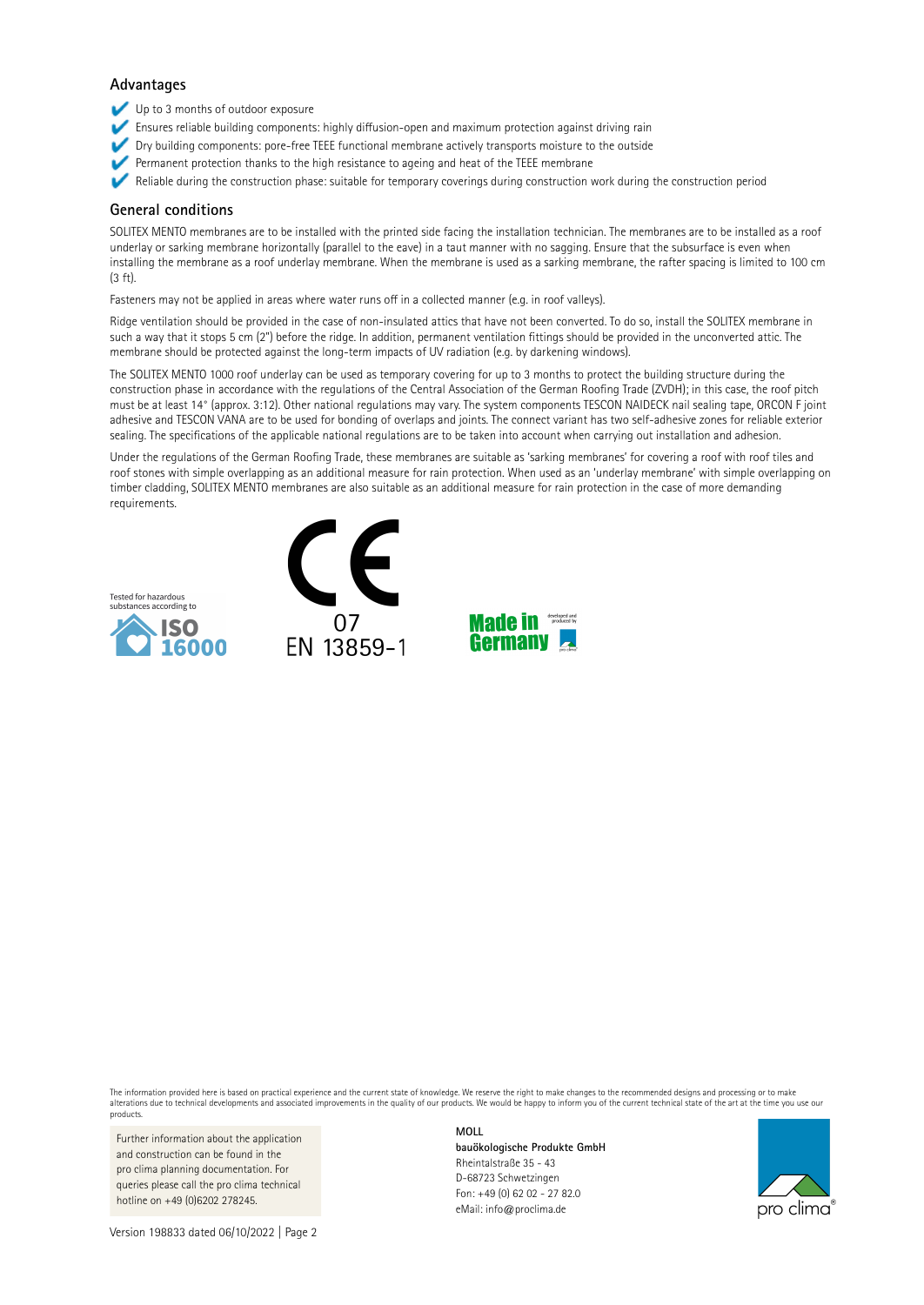## Advantages

- Up to 3 months of outdoor exposure
- Ensures reliable building components: highly diffusion-open and maximum protection against driving rain
- Dry building components: pore-free TEEE functional membrane actively transports moisture to the outside
- Permanent protection thanks to the high resistance to ageing and heat of the TEEE membrane
- Reliable during the construction phase: suitable for temporary coverings during construction work during the construction period

## General conditions

SOLITEX MENTO membranes are to be installed with the printed side facing the installation technician. The membranes are to be installed as a roof underlay or sarking membrane horizontally (parallel to the eave) in a taut manner with no sagging. Ensure that the subsurface is even when installing the membrane as a roof underlay membrane. When the membrane is used as a sarking membrane, the rafter spacing is limited to 100 cm (3 ft).

Fasteners may not be applied in areas where water runs off in a collected manner (e.g. in roof valleys).

Ridge ventilation should be provided in the case of non-insulated attics that have not been converted. To do so, install the SOLITEX membrane in such a way that it stops 5 cm (2") before the ridge. In addition, permanent ventilation fittings should be provided in the unconverted attic. The membrane should be protected against the long-term impacts of UV radiation (e.g. by darkening windows).

The SOLITEX MENTO 1000 roof underlay can be used as temporary covering for up to 3 months to protect the building structure during the construction phase in accordance with the regulations of the Central Association of the German Roofing Trade (ZVDH); in this case, the roof pitch must be at least 14° (approx. 3:12). Other national regulations may vary. The system components TESCON NAIDECK nail sealing tape, ORCON F joint adhesive and TESCON VANA are to be used for bonding of overlaps and joints. The connect variant has two self-adhesive zones for reliable exterior sealing. The specifications of the applicable national regulations are to be taken into account when carrying out installation and adhesion.

Under the regulations of the German Roofing Trade, these membranes are suitable as 'sarking membranes' for covering a roof with roof tiles and roof stones with simple overlapping as an additional measure for rain protection. When used as an 'underlay membrane' with simple overlapping on timber cladding, SOLITEX MENTO membranes are also suitable as an additional measure for rain protection in the case of more demanding requirements.

Tested for hazardous substances according to ISO 16000

CE 07 EN 13859-1

Made in Germany – developed and produced by pro clima

The information provided here is based on practical experience and the current state of knowledge. We reserve the right to make changes to the recommended designs and processing or to make alterations due to technical developments and associated improvements in the quality of our products. We would be happy to inform you of the current technical state of the art at the time you use our products.

Further information about the application and construction can be found in the pro clima planning documentation. For queries please call the pro clima technical hotline on +49 (0)6202 278245.

**MOLL**
**bauökologische Produkte GmbH**
Rheintalstraße 35 - 43
D-68723 Schwetzingen
Fon: +49 (0) 62 02 - 27 82.0
eMail: info@proclima.de

pro clima®

Version 198833 dated 06/10/2022